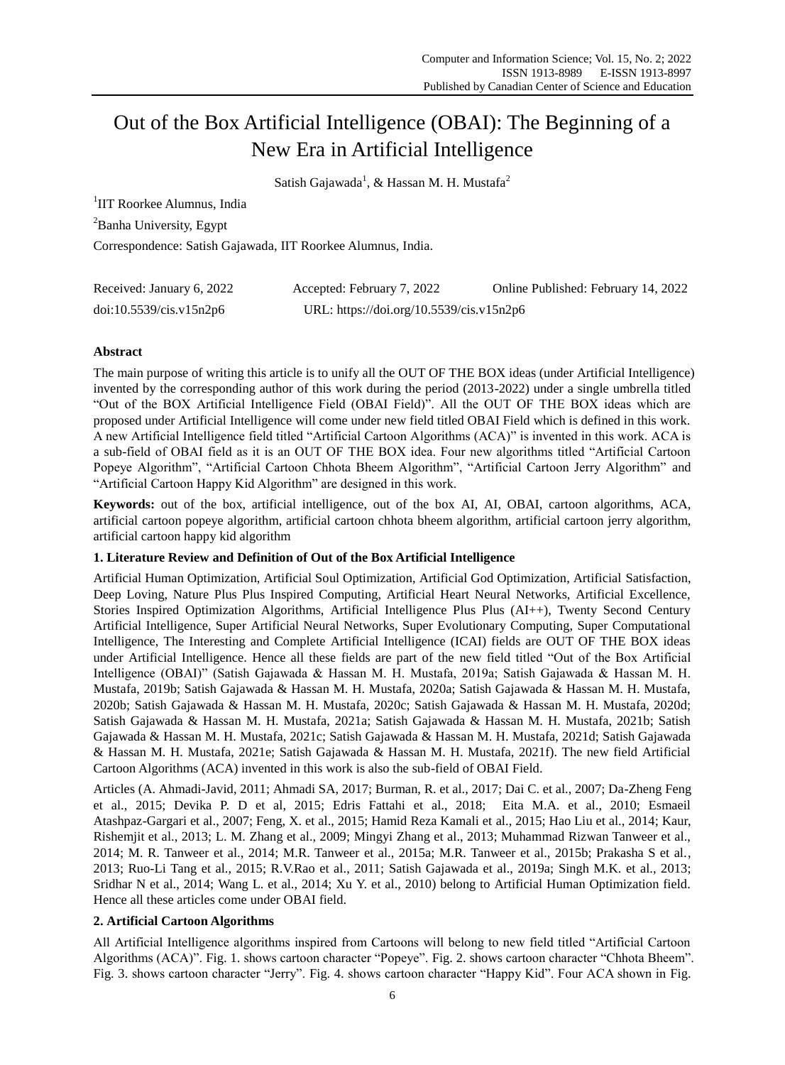# Out of the Box Artificial Intelligence (OBAI): The Beginning of a New Era in Artificial Intelligence

Satish Gajawada[1], & Hassan M. H. Mustafa[2]

[1]IIT Roorkee Alumnus, India

[2]Banha University, Egypt

Correspondence: Satish Gajawada, IIT Roorkee Alumnus, India.

Received: January 6, 2022  Accepted: February 7, 2022  Online Published: February 14, 2022

doi:10.5539/cis.v15n2p6  URL: https://doi.org/10.5539/cis.v15n2p6

## Abstract

The main purpose of writing this article is to unify all the OUT OF THE BOX ideas (under Artificial Intelligence) invented by the corresponding author of this work during the period (2013-2022) under a single umbrella titled "Out of the BOX Artificial Intelligence Field (OBAI Field)". All the OUT OF THE BOX ideas which are proposed under Artificial Intelligence will come under new field titled OBAI Field which is defined in this work. A new Artificial Intelligence field titled "Artificial Cartoon Algorithms (ACA)" is invented in this work. ACA is a sub-field of OBAI field as it is an OUT OF THE BOX idea. Four new algorithms titled "Artificial Cartoon Popeye Algorithm", "Artificial Cartoon Chhota Bheem Algorithm", "Artificial Cartoon Jerry Algorithm" and "Artificial Cartoon Happy Kid Algorithm" are designed in this work.

**Keywords:** out of the box, artificial intelligence, out of the box AI, AI, OBAI, cartoon algorithms, ACA, artificial cartoon popeye algorithm, artificial cartoon chhota bheem algorithm, artificial cartoon jerry algorithm, artificial cartoon happy kid algorithm

### 1. Literature Review and Definition of Out of the Box Artificial Intelligence

Artificial Human Optimization, Artificial Soul Optimization, Artificial God Optimization, Artificial Satisfaction, Deep Loving, Nature Plus Plus Inspired Computing, Artificial Heart Neural Networks, Artificial Excellence, Stories Inspired Optimization Algorithms, Artificial Intelligence Plus Plus (AI++), Twenty Second Century Artificial Intelligence, Super Artificial Neural Networks, Super Evolutionary Computing, Super Computational Intelligence, The Interesting and Complete Artificial Intelligence (ICAI) fields are OUT OF THE BOX ideas under Artificial Intelligence. Hence all these fields are part of the new field titled "Out of the Box Artificial Intelligence (OBAI)" (Satish Gajawada & Hassan M. H. Mustafa, 2019a; Satish Gajawada & Hassan M. H. Mustafa, 2019b; Satish Gajawada & Hassan M. H. Mustafa, 2020a; Satish Gajawada & Hassan M. H. Mustafa, 2020b; Satish Gajawada & Hassan M. H. Mustafa, 2020c; Satish Gajawada & Hassan M. H. Mustafa, 2020d; Satish Gajawada & Hassan M. H. Mustafa, 2021a; Satish Gajawada & Hassan M. H. Mustafa, 2021b; Satish Gajawada & Hassan M. H. Mustafa, 2021c; Satish Gajawada & Hassan M. H. Mustafa, 2021d; Satish Gajawada & Hassan M. H. Mustafa, 2021e; Satish Gajawada & Hassan M. H. Mustafa, 2021f). The new field Artificial Cartoon Algorithms (ACA) invented in this work is also the sub-field of OBAI Field.

Articles (A. Ahmadi-Javid, 2011; Ahmadi SA, 2017; Burman, R. et al., 2017; Dai C. et al., 2007; Da-Zheng Feng et al., 2015; Devika P. D et al, 2015; Edris Fattahi et al., 2018; Eita M.A. et al., 2010; Esmaeil Atashpaz-Gargari et al., 2007; Feng, X. et al., 2015; Hamid Reza Kamali et al., 2015; Hao Liu et al., 2014; Kaur, Rishemjit et al., 2013; L. M. Zhang et al., 2009; Mingyi Zhang et al., 2013; Muhammad Rizwan Tanweer et al., 2014; M. R. Tanweer et al., 2014; M.R. Tanweer et al., 2015a; M.R. Tanweer et al., 2015b; Prakasha S et al., 2013; Ruo-Li Tang et al., 2015; R.V.Rao et al., 2011; Satish Gajawada et al., 2019a; Singh M.K. et al., 2013; Sridhar N et al., 2014; Wang L. et al., 2014; Xu Y. et al., 2010) belong to Artificial Human Optimization field. Hence all these articles come under OBAI field.

### 2. Artificial Cartoon Algorithms

All Artificial Intelligence algorithms inspired from Cartoons will belong to new field titled "Artificial Cartoon Algorithms (ACA)". Fig. 1. shows cartoon character "Popeye". Fig. 2. shows cartoon character "Chhota Bheem". Fig. 3. shows cartoon character "Jerry". Fig. 4. shows cartoon character "Happy Kid". Four ACA shown in Fig.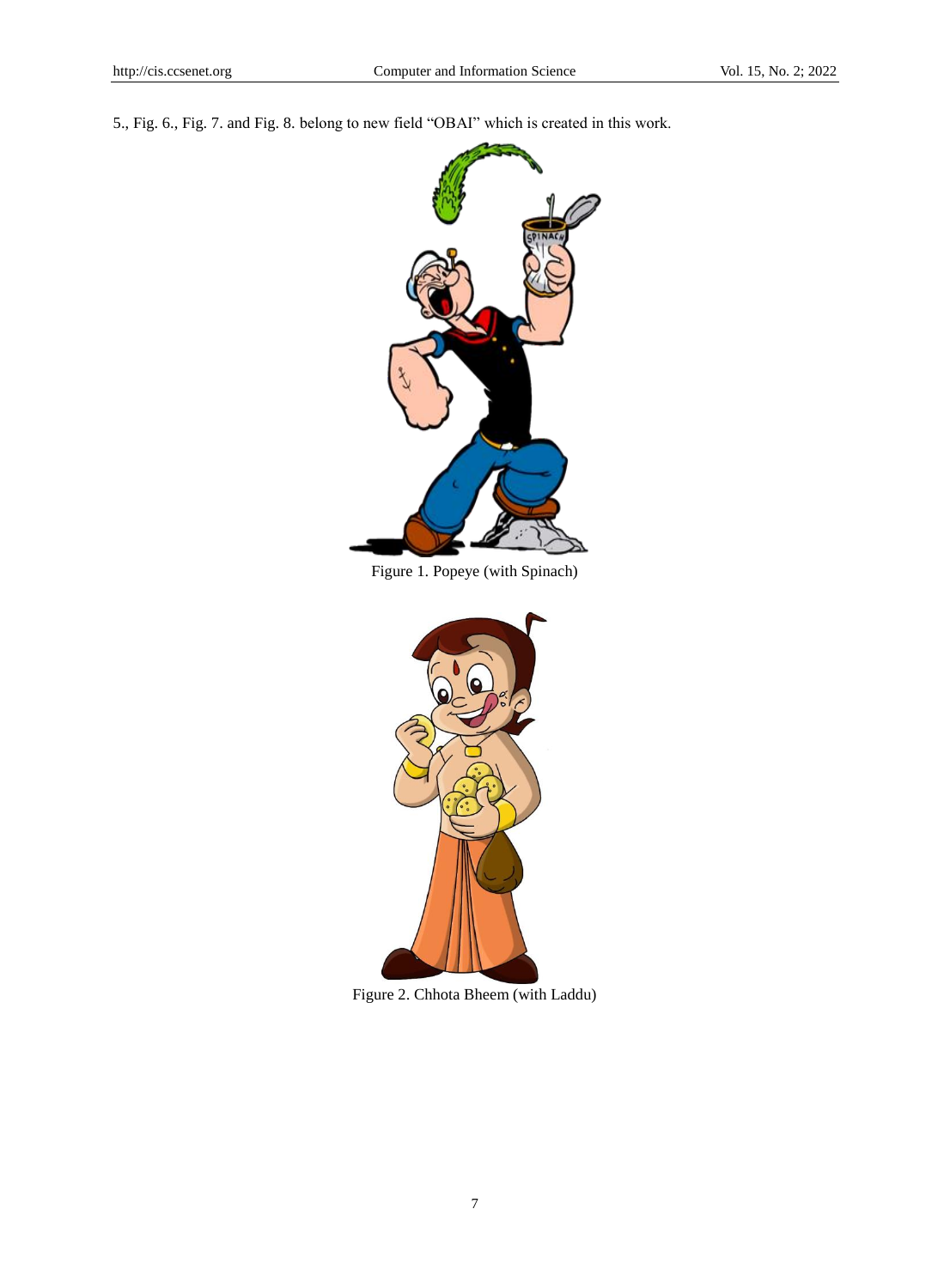5., Fig. 6., Fig. 7. and Fig. 8. belong to new field "OBAI" which is created in this work.

Figure 1. Popeye (with Spinach)

Figure 2. Chhota Bheem (with Laddu)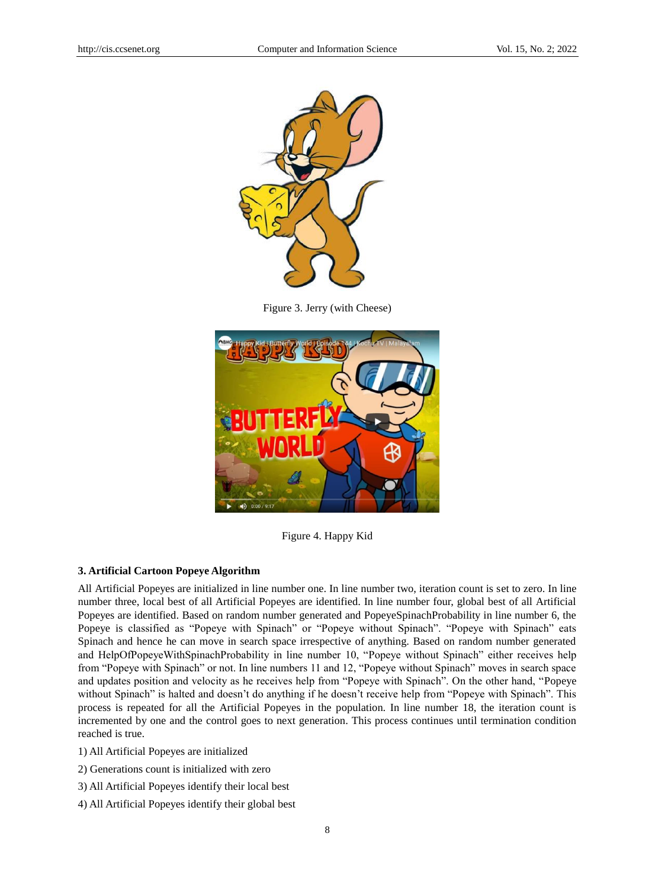Figure 3. Jerry (with Cheese)

Figure 4. Happy Kid

### 3. Artificial Cartoon Popeye Algorithm

All Artificial Popeyes are initialized in line number one. In line number two, iteration count is set to zero. In line number three, local best of all Artificial Popeyes are identified. In line number four, global best of all Artificial Popeyes are identified. Based on random number generated and PopeyeSpinachProbability in line number 6, the Popeye is classified as "Popeye with Spinach" or "Popeye without Spinach". "Popeye with Spinach" eats Spinach and hence he can move in search space irrespective of anything. Based on random number generated and HelpOfPopeyeWithSpinachProbability in line number 10, "Popeye without Spinach" either receives help from "Popeye with Spinach" or not. In line numbers 11 and 12, "Popeye without Spinach" moves in search space and updates position and velocity as he receives help from "Popeye with Spinach". On the other hand, "Popeye without Spinach" is halted and doesn't do anything if he doesn't receive help from "Popeye with Spinach". This process is repeated for all the Artificial Popeyes in the population. In line number 18, the iteration count is incremented by one and the control goes to next generation. This process continues until termination condition reached is true.

1) All Artificial Popeyes are initialized

2) Generations count is initialized with zero

3) All Artificial Popeyes identify their local best

4) All Artificial Popeyes identify their global best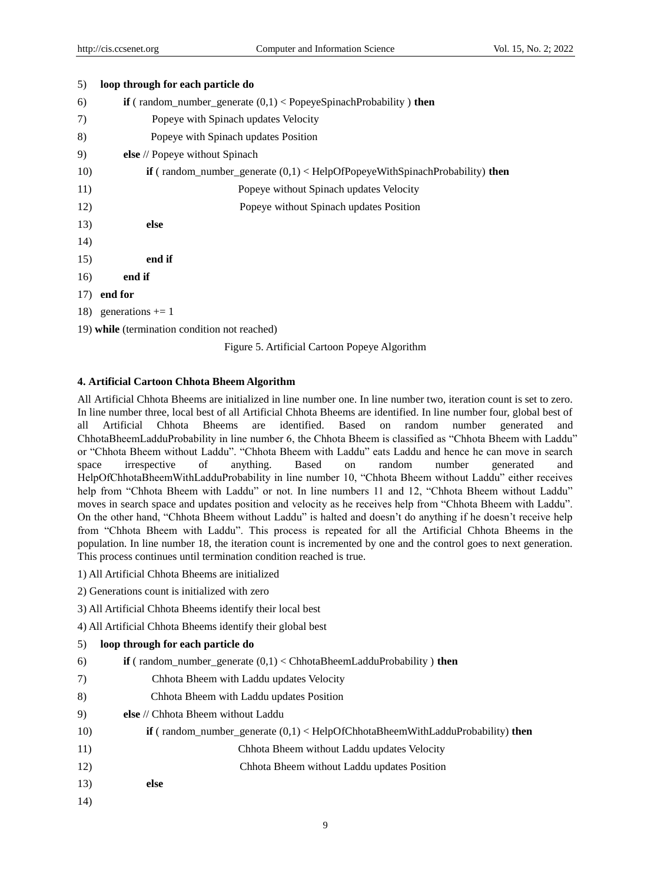5) **loop through for each particle do**

6) **if** ( random_number_generate (0,1) < PopeyeSpinachProbability ) **then**

7) Popeye with Spinach updates Velocity

8) Popeye with Spinach updates Position

9) **else** // Popeye without Spinach

10) **if** ( random_number_generate (0,1) < HelpOfPopeyeWithSpinachProbability) **then**

11) Popeye without Spinach updates Velocity

12) Popeye without Spinach updates Position

13) **else**

14)

15) **end if**

16) **end if**

17) **end for**

18) generations += 1

19) **while** (termination condition not reached)

Figure 5. Artificial Cartoon Popeye Algorithm

#### 4. Artificial Cartoon Chhota Bheem Algorithm

All Artificial Chhota Bheems are initialized in line number one. In line number two, iteration count is set to zero. In line number three, local best of all Artificial Chhota Bheems are identified. In line number four, global best of all Artificial Chhota Bheems are identified. Based on random number generated and ChhotaBheemLadduProbability in line number 6, the Chhota Bheem is classified as "Chhota Bheem with Laddu" or "Chhota Bheem without Laddu". "Chhota Bheem with Laddu" eats Laddu and hence he can move in search space irrespective of anything. Based on random number generated and HelpOfChhotaBheemWithLadduProbability in line number 10, "Chhota Bheem without Laddu" either receives help from "Chhota Bheem with Laddu" or not. In line numbers 11 and 12, "Chhota Bheem without Laddu" moves in search space and updates position and velocity as he receives help from "Chhota Bheem with Laddu". On the other hand, "Chhota Bheem without Laddu" is halted and doesn't do anything if he doesn't receive help from "Chhota Bheem with Laddu". This process is repeated for all the Artificial Chhota Bheems in the population. In line number 18, the iteration count is incremented by one and the control goes to next generation. This process continues until termination condition reached is true.

1) All Artificial Chhota Bheems are initialized

2) Generations count is initialized with zero

3) All Artificial Chhota Bheems identify their local best

4) All Artificial Chhota Bheems identify their global best

5) **loop through for each particle do**

6) **if** ( random_number_generate (0,1) < ChhotaBheemLadduProbability ) **then**

7) Chhota Bheem with Laddu updates Velocity

8) Chhota Bheem with Laddu updates Position

9) **else** // Chhota Bheem without Laddu

10) **if** ( random_number_generate (0,1) < HelpOfChhotaBheemWithLadduProbability) **then**

11) Chhota Bheem without Laddu updates Velocity

12) Chhota Bheem without Laddu updates Position

13) **else**

14)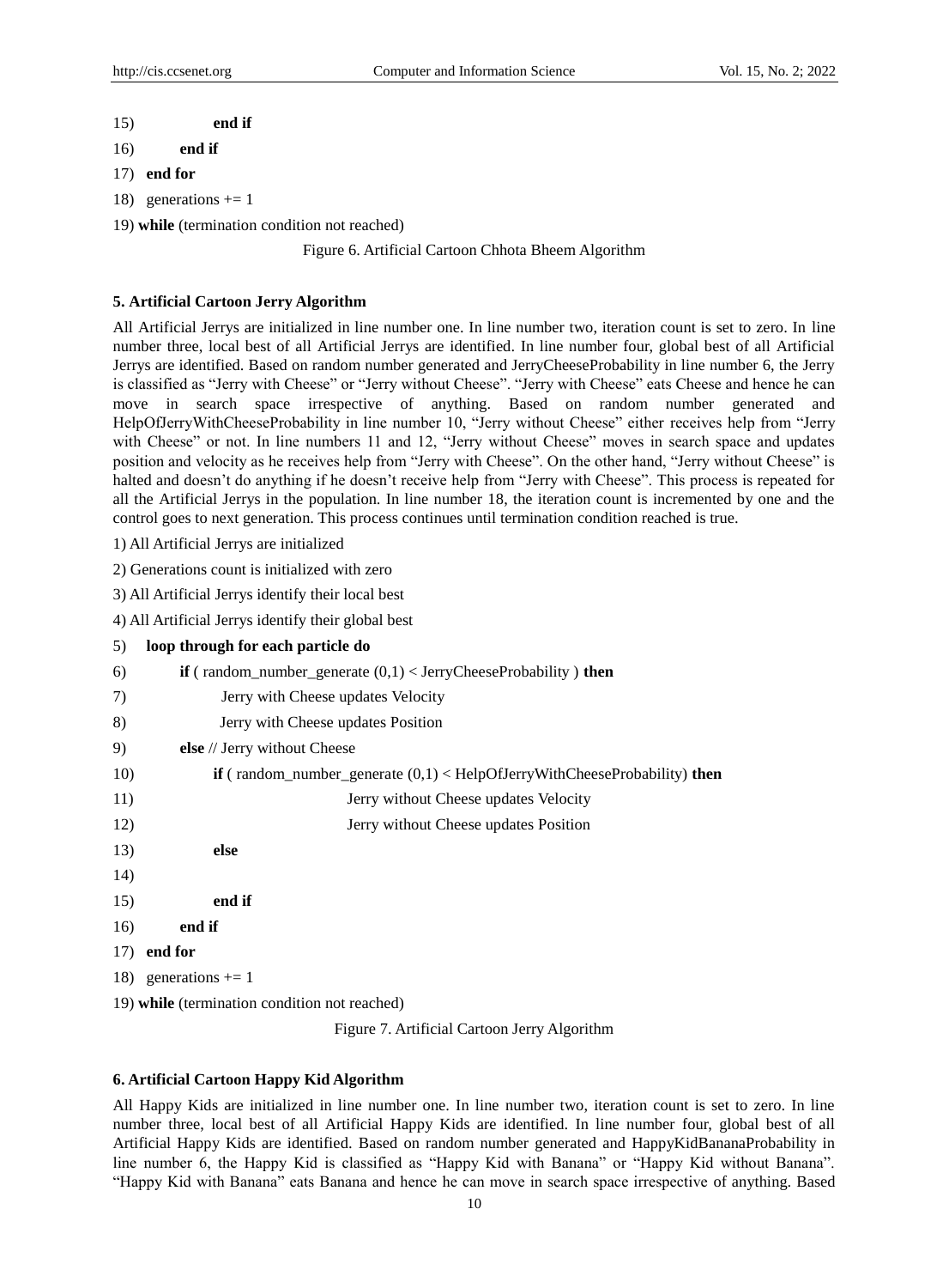```
15)             end if
16)         end if
17)     end for
18)     generations += 1
19) while (termination condition not reached)
```

Figure 6. Artificial Cartoon Chhota Bheem Algorithm

## 5. Artificial Cartoon Jerry Algorithm

All Artificial Jerrys are initialized in line number one. In line number two, iteration count is set to zero. In line number three, local best of all Artificial Jerrys are identified. In line number four, global best of all Artificial Jerrys are identified. Based on random number generated and JerryCheeseProbability in line number 6, the Jerry is classified as "Jerry with Cheese" or "Jerry without Cheese". "Jerry with Cheese" eats Cheese and hence he can move in search space irrespective of anything. Based on random number generated and HelpOfJerryWithCheeseProbability in line number 10, "Jerry without Cheese" either receives help from "Jerry with Cheese" or not. In line numbers 11 and 12, "Jerry without Cheese" moves in search space and updates position and velocity as he receives help from "Jerry with Cheese". On the other hand, "Jerry without Cheese" is halted and doesn't do anything if he doesn't receive help from "Jerry with Cheese". This process is repeated for all the Artificial Jerrys in the population. In line number 18, the iteration count is incremented by one and the control goes to next generation. This process continues until termination condition reached is true.

```
1) All Artificial Jerrys are initialized
2) Generations count is initialized with zero
3) All Artificial Jerrys identify their local best
4) All Artificial Jerrys identify their global best
5)     loop through for each particle do
6)         if ( random_number_generate (0,1) < JerryCheeseProbability ) then
7)             Jerry with Cheese updates Velocity
8)             Jerry with Cheese updates Position
9)         else // Jerry without Cheese
10)            if ( random_number_generate (0,1) < HelpOfJerryWithCheeseProbability) then
11)                Jerry without Cheese updates Velocity
12)                Jerry without Cheese updates Position
13)            else
14)
15)            end if
16)        end if
17)    end for
18)    generations += 1
19) while (termination condition not reached)
```

Figure 7. Artificial Cartoon Jerry Algorithm

## 6. Artificial Cartoon Happy Kid Algorithm

All Happy Kids are initialized in line number one. In line number two, iteration count is set to zero. In line number three, local best of all Artificial Happy Kids are identified. In line number four, global best of all Artificial Happy Kids are identified. Based on random number generated and HappyKidBananaProbability in line number 6, the Happy Kid is classified as "Happy Kid with Banana" or "Happy Kid without Banana". "Happy Kid with Banana" eats Banana and hence he can move in search space irrespective of anything. Based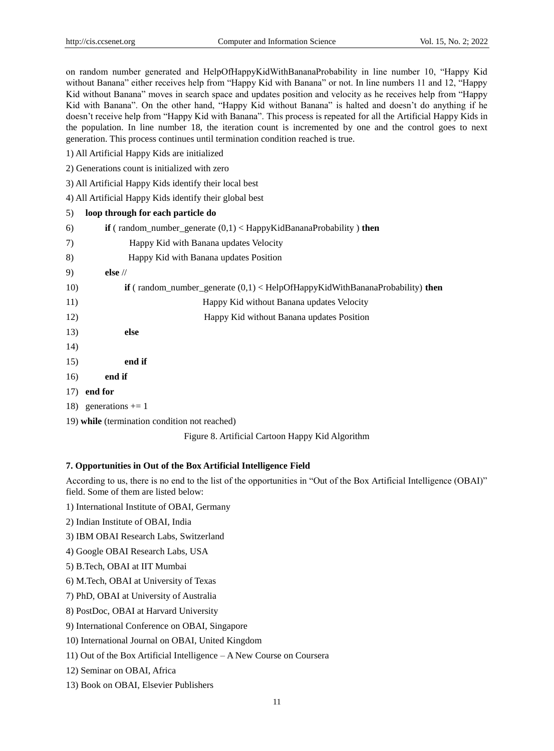on random number generated and HelpOfHappyKidWithBananaProbability in line number 10, "Happy Kid without Banana" either receives help from "Happy Kid with Banana" or not. In line numbers 11 and 12, "Happy Kid without Banana" moves in search space and updates position and velocity as he receives help from "Happy Kid with Banana". On the other hand, "Happy Kid without Banana" is halted and doesn't do anything if he doesn't receive help from "Happy Kid with Banana". This process is repeated for all the Artificial Happy Kids in the population. In line number 18, the iteration count is incremented by one and the control goes to next generation. This process continues until termination condition reached is true.

```
1) All Artificial Happy Kids are initialized
2) Generations count is initialized with zero
3) All Artificial Happy Kids identify their local best
4) All Artificial Happy Kids identify their global best
5)    loop through for each particle do
6)        if ( random_number_generate (0,1) < HappyKidBananaProbability ) then
7)            Happy Kid with Banana updates Velocity
8)            Happy Kid with Banana updates Position
9)        else //
10)           if ( random_number_generate (0,1) < HelpOfHappyKidWithBananaProbability) then
11)                   Happy Kid without Banana updates Velocity
12)                   Happy Kid without Banana updates Position
13)           else
14)
15)           end if
16)       end if
17)   end for
18)   generations += 1
19) while (termination condition not reached)
```

Figure 8. Artificial Cartoon Happy Kid Algorithm

## 7. Opportunities in Out of the Box Artificial Intelligence Field

According to us, there is no end to the list of the opportunities in "Out of the Box Artificial Intelligence (OBAI)" field. Some of them are listed below:

1) International Institute of OBAI, Germany

2) Indian Institute of OBAI, India

3) IBM OBAI Research Labs, Switzerland

4) Google OBAI Research Labs, USA

5) B.Tech, OBAI at IIT Mumbai

6) M.Tech, OBAI at University of Texas

7) PhD, OBAI at University of Australia

8) PostDoc, OBAI at Harvard University

9) International Conference on OBAI, Singapore

10) International Journal on OBAI, United Kingdom

11) Out of the Box Artificial Intelligence – A New Course on Coursera

12) Seminar on OBAI, Africa

13) Book on OBAI, Elsevier Publishers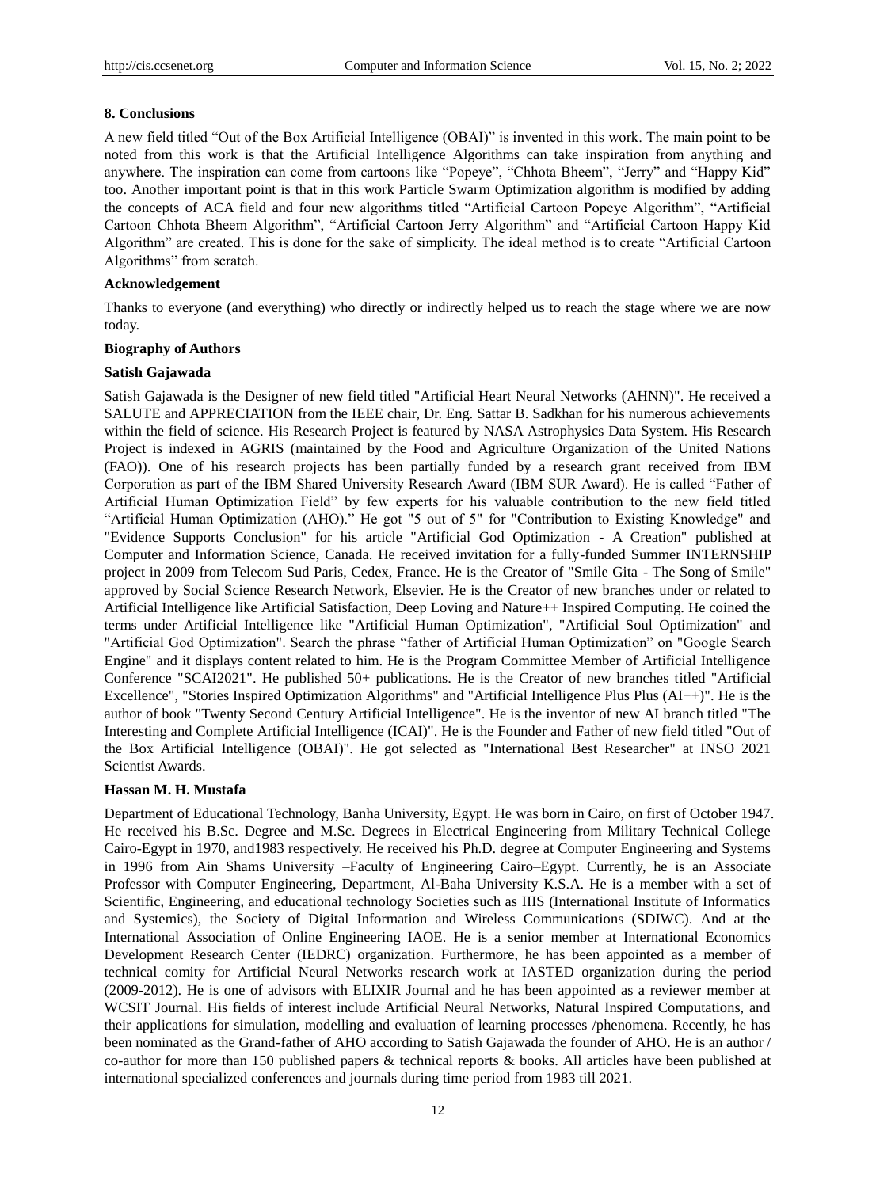## 8. Conclusions

A new field titled "Out of the Box Artificial Intelligence (OBAI)" is invented in this work. The main point to be noted from this work is that the Artificial Intelligence Algorithms can take inspiration from anything and anywhere. The inspiration can come from cartoons like "Popeye", "Chhota Bheem", "Jerry" and "Happy Kid" too. Another important point is that in this work Particle Swarm Optimization algorithm is modified by adding the concepts of ACA field and four new algorithms titled "Artificial Cartoon Popeye Algorithm", "Artificial Cartoon Chhota Bheem Algorithm", "Artificial Cartoon Jerry Algorithm" and "Artificial Cartoon Happy Kid Algorithm" are created. This is done for the sake of simplicity. The ideal method is to create "Artificial Cartoon Algorithms" from scratch.

### Acknowledgement

Thanks to everyone (and everything) who directly or indirectly helped us to reach the stage where we are now today.

### Biography of Authors

#### Satish Gajawada

Satish Gajawada is the Designer of new field titled "Artificial Heart Neural Networks (AHNN)". He received a SALUTE and APPRECIATION from the IEEE chair, Dr. Eng. Sattar B. Sadkhan for his numerous achievements within the field of science. His Research Project is featured by NASA Astrophysics Data System. His Research Project is indexed in AGRIS (maintained by the Food and Agriculture Organization of the United Nations (FAO)). One of his research projects has been partially funded by a research grant received from IBM Corporation as part of the IBM Shared University Research Award (IBM SUR Award). He is called "Father of Artificial Human Optimization Field" by few experts for his valuable contribution to the new field titled "Artificial Human Optimization (AHO)." He got "5 out of 5" for "Contribution to Existing Knowledge" and "Evidence Supports Conclusion" for his article "Artificial God Optimization - A Creation" published at Computer and Information Science, Canada. He received invitation for a fully-funded Summer INTERNSHIP project in 2009 from Telecom Sud Paris, Cedex, France. He is the Creator of "Smile Gita - The Song of Smile" approved by Social Science Research Network, Elsevier. He is the Creator of new branches under or related to Artificial Intelligence like Artificial Satisfaction, Deep Loving and Nature++ Inspired Computing. He coined the terms under Artificial Intelligence like "Artificial Human Optimization", "Artificial Soul Optimization" and "Artificial God Optimization". Search the phrase "father of Artificial Human Optimization" on "Google Search Engine" and it displays content related to him. He is the Program Committee Member of Artificial Intelligence Conference "SCAI2021". He published 50+ publications. He is the Creator of new branches titled "Artificial Excellence", "Stories Inspired Optimization Algorithms" and "Artificial Intelligence Plus Plus (AI++)". He is the author of book "Twenty Second Century Artificial Intelligence". He is the inventor of new AI branch titled "The Interesting and Complete Artificial Intelligence (ICAI)". He is the Founder and Father of new field titled "Out of the Box Artificial Intelligence (OBAI)". He got selected as "International Best Researcher" at INSO 2021 Scientist Awards.

#### Hassan M. H. Mustafa

Department of Educational Technology, Banha University, Egypt. He was born in Cairo, on first of October 1947. He received his B.Sc. Degree and M.Sc. Degrees in Electrical Engineering from Military Technical College Cairo-Egypt in 1970, and1983 respectively. He received his Ph.D. degree at Computer Engineering and Systems in 1996 from Ain Shams University –Faculty of Engineering Cairo–Egypt. Currently, he is an Associate Professor with Computer Engineering, Department, Al-Baha University K.S.A. He is a member with a set of Scientific, Engineering, and educational technology Societies such as IIIS (International Institute of Informatics and Systemics), the Society of Digital Information and Wireless Communications (SDIWC). And at the International Association of Online Engineering IAOE. He is a senior member at International Economics Development Research Center (IEDRC) organization. Furthermore, he has been appointed as a member of technical comity for Artificial Neural Networks research work at IASTED organization during the period (2009-2012). He is one of advisors with ELIXIR Journal and he has been appointed as a reviewer member at WCSIT Journal. His fields of interest include Artificial Neural Networks, Natural Inspired Computations, and their applications for simulation, modelling and evaluation of learning processes /phenomena. Recently, he has been nominated as the Grand-father of AHO according to Satish Gajawada the founder of AHO. He is an author / co-author for more than 150 published papers & technical reports & books. All articles have been published at international specialized conferences and journals during time period from 1983 till 2021.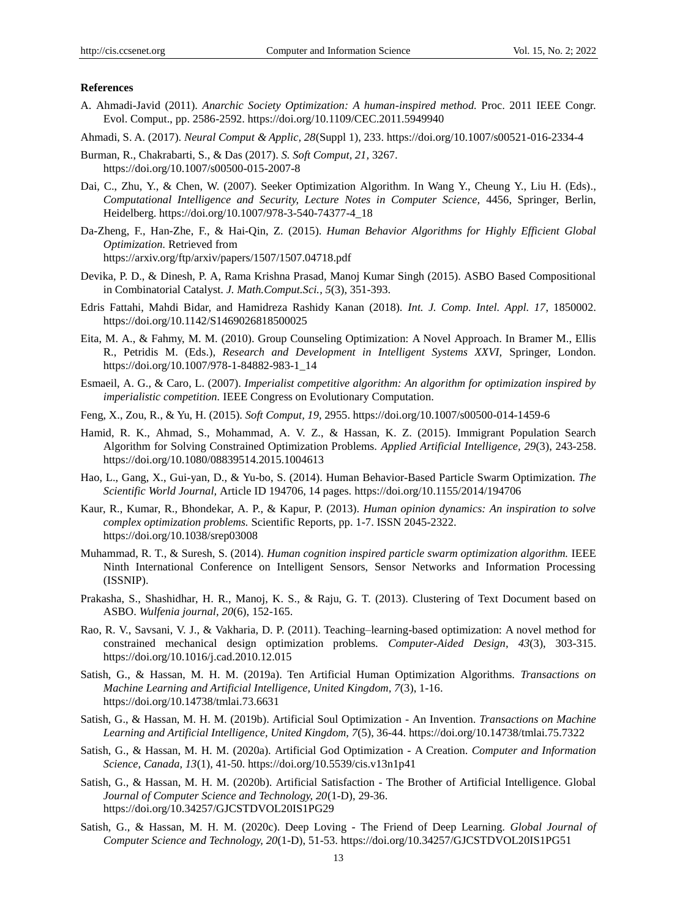**References**

A. Ahmadi-Javid (2011). *Anarchic Society Optimization: A human-inspired method.* Proc. 2011 IEEE Congr. Evol. Comput., pp. 2586-2592. https://doi.org/10.1109/CEC.2011.5949940

Ahmadi, S. A. (2017). *Neural Comput & Applic, 28*(Suppl 1), 233. https://doi.org/10.1007/s00521-016-2334-4

Burman, R., Chakrabarti, S., & Das (2017). *S. Soft Comput, 21,* 3267. https://doi.org/10.1007/s00500-015-2007-8

Dai, C., Zhu, Y., & Chen, W. (2007). Seeker Optimization Algorithm. In Wang Y., Cheung Y., Liu H. (Eds)., *Computational Intelligence and Security, Lecture Notes in Computer Science,* 4456, Springer, Berlin, Heidelberg. https://doi.org/10.1007/978-3-540-74377-4_18

Da-Zheng, F., Han-Zhe, F., & Hai-Qin, Z. (2015). *Human Behavior Algorithms for Highly Efficient Global Optimization.* Retrieved from https://arxiv.org/ftp/arxiv/papers/1507/1507.04718.pdf

Devika, P. D., & Dinesh, P. A, Rama Krishna Prasad, Manoj Kumar Singh (2015). ASBO Based Compositional in Combinatorial Catalyst. *J. Math.Comput.Sci., 5*(3), 351-393.

Edris Fattahi, Mahdi Bidar, and Hamidreza Rashidy Kanan (2018). *Int. J. Comp. Intel. Appl. 17,* 1850002. https://doi.org/10.1142/S1469026818500025

Eita, M. A., & Fahmy, M. M. (2010). Group Counseling Optimization: A Novel Approach. In Bramer M., Ellis R., Petridis M. (Eds.), *Research and Development in Intelligent Systems XXVI,* Springer, London. https://doi.org/10.1007/978-1-84882-983-1_14

Esmaeil, A. G., & Caro, L. (2007). *Imperialist competitive algorithm: An algorithm for optimization inspired by imperialistic competition.* IEEE Congress on Evolutionary Computation.

Feng, X., Zou, R., & Yu, H. (2015). *Soft Comput, 19,* 2955. https://doi.org/10.1007/s00500-014-1459-6

Hamid, R. K., Ahmad, S., Mohammad, A. V. Z., & Hassan, K. Z. (2015). Immigrant Population Search Algorithm for Solving Constrained Optimization Problems. *Applied Artificial Intelligence, 29*(3), 243-258. https://doi.org/10.1080/08839514.2015.1004613

Hao, L., Gang, X., Gui-yan, D., & Yu-bo, S. (2014). Human Behavior-Based Particle Swarm Optimization. *The Scientific World Journal,* Article ID 194706, 14 pages. https://doi.org/10.1155/2014/194706

Kaur, R., Kumar, R., Bhondekar, A. P., & Kapur, P. (2013). *Human opinion dynamics: An inspiration to solve complex optimization problems.* Scientific Reports, pp. 1-7. ISSN 2045-2322. https://doi.org/10.1038/srep03008

Muhammad, R. T., & Suresh, S. (2014). *Human cognition inspired particle swarm optimization algorithm.* IEEE Ninth International Conference on Intelligent Sensors, Sensor Networks and Information Processing (ISSNIP).

Prakasha, S., Shashidhar, H. R., Manoj, K. S., & Raju, G. T. (2013). Clustering of Text Document based on ASBO. *Wulfenia journal, 20*(6), 152-165.

Rao, R. V., Savsani, V. J., & Vakharia, D. P. (2011). Teaching–learning-based optimization: A novel method for constrained mechanical design optimization problems. *Computer-Aided Design, 43*(3), 303-315. https://doi.org/10.1016/j.cad.2010.12.015

Satish, G., & Hassan, M. H. M. (2019a). Ten Artificial Human Optimization Algorithms. *Transactions on Machine Learning and Artificial Intelligence, United Kingdom, 7*(3), 1-16. https://doi.org/10.14738/tmlai.73.6631

Satish, G., & Hassan, M. H. M. (2019b). Artificial Soul Optimization - An Invention. *Transactions on Machine Learning and Artificial Intelligence, United Kingdom, 7*(5), 36-44. https://doi.org/10.14738/tmlai.75.7322

Satish, G., & Hassan, M. H. M. (2020a). Artificial God Optimization - A Creation. *Computer and Information Science, Canada, 13*(1), 41-50. https://doi.org/10.5539/cis.v13n1p41

Satish, G., & Hassan, M. H. M. (2020b). Artificial Satisfaction - The Brother of Artificial Intelligence. Global *Journal of Computer Science and Technology, 20*(1-D), 29-36. https://doi.org/10.34257/GJCSTDVOL20IS1PG29

Satish, G., & Hassan, M. H. M. (2020c). Deep Loving - The Friend of Deep Learning. *Global Journal of Computer Science and Technology, 20*(1-D), 51-53. https://doi.org/10.34257/GJCSTDVOL20IS1PG51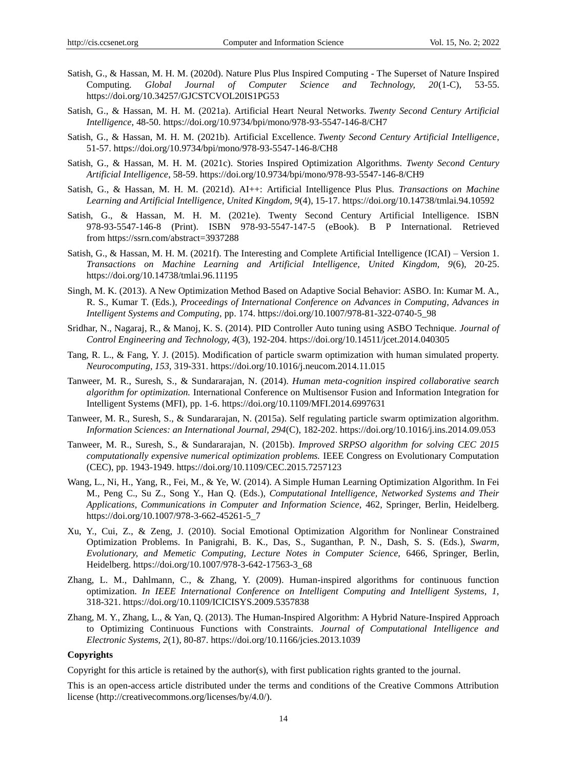Satish, G., & Hassan, M. H. M. (2020d). Nature Plus Plus Inspired Computing - The Superset of Nature Inspired Computing. *Global Journal of Computer Science and Technology, 20*(1-C), 53-55. https://doi.org/10.34257/GJCSTCVOL20IS1PG53

Satish, G., & Hassan, M. H. M. (2021a). Artificial Heart Neural Networks. *Twenty Second Century Artificial Intelligence*, 48-50. https://doi.org/10.9734/bpi/mono/978-93-5547-146-8/CH7

Satish, G., & Hassan, M. H. M. (2021b). Artificial Excellence. *Twenty Second Century Artificial Intelligence*, 51-57. https://doi.org/10.9734/bpi/mono/978-93-5547-146-8/CH8

Satish, G., & Hassan, M. H. M. (2021c). Stories Inspired Optimization Algorithms. *Twenty Second Century Artificial Intelligence*, 58-59. https://doi.org/10.9734/bpi/mono/978-93-5547-146-8/CH9

Satish, G., & Hassan, M. H. M. (2021d). AI++: Artificial Intelligence Plus Plus. *Transactions on Machine Learning and Artificial Intelligence, United Kingdom, 9*(4), 15-17. https://doi.org/10.14738/tmlai.94.10592

Satish, G., & Hassan, M. H. M. (2021e). Twenty Second Century Artificial Intelligence. ISBN 978-93-5547-146-8 (Print). ISBN 978-93-5547-147-5 (eBook). B P International. Retrieved from https://ssrn.com/abstract=3937288

Satish, G., & Hassan, M. H. M. (2021f). The Interesting and Complete Artificial Intelligence (ICAI) – Version 1. *Transactions on Machine Learning and Artificial Intelligence, United Kingdom, 9*(6), 20-25. https://doi.org/10.14738/tmlai.96.11195

Singh, M. K. (2013). A New Optimization Method Based on Adaptive Social Behavior: ASBO. In: Kumar M. A., R. S., Kumar T. (Eds.), *Proceedings of International Conference on Advances in Computing, Advances in Intelligent Systems and Computing,* pp. 174. https://doi.org/10.1007/978-81-322-0740-5_98

Sridhar, N., Nagaraj, R., & Manoj, K. S. (2014). PID Controller Auto tuning using ASBO Technique. *Journal of Control Engineering and Technology, 4*(3), 192-204. https://doi.org/10.14511/jcet.2014.040305

Tang, R. L., & Fang, Y. J. (2015). Modification of particle swarm optimization with human simulated property. *Neurocomputing, 153*, 319-331. https://doi.org/10.1016/j.neucom.2014.11.015

Tanweer, M. R., Suresh, S., & Sundararajan, N. (2014). *Human meta-cognition inspired collaborative search algorithm for optimization.* International Conference on Multisensor Fusion and Information Integration for Intelligent Systems (MFI), pp. 1-6. https://doi.org/10.1109/MFI.2014.6997631

Tanweer, M. R., Suresh, S., & Sundararajan, N. (2015a). Self regulating particle swarm optimization algorithm. *Information Sciences: an International Journal, 294*(C), 182-202. https://doi.org/10.1016/j.ins.2014.09.053

Tanweer, M. R., Suresh, S., & Sundararajan, N. (2015b). *Improved SRPSO algorithm for solving CEC 2015 computationally expensive numerical optimization problems.* IEEE Congress on Evolutionary Computation (CEC), pp. 1943-1949. https://doi.org/10.1109/CEC.2015.7257123

Wang, L., Ni, H., Yang, R., Fei, M., & Ye, W. (2014). A Simple Human Learning Optimization Algorithm. In Fei M., Peng C., Su Z., Song Y., Han Q. (Eds.), *Computational Intelligence, Networked Systems and Their Applications, Communications in Computer and Information Science,* 462, Springer, Berlin, Heidelberg. https://doi.org/10.1007/978-3-662-45261-5_7

Xu, Y., Cui, Z., & Zeng, J. (2010). Social Emotional Optimization Algorithm for Nonlinear Constrained Optimization Problems. In Panigrahi, B. K., Das, S., Suganthan, P. N., Dash, S. S. (Eds.), *Swarm, Evolutionary, and Memetic Computing, Lecture Notes in Computer Science,* 6466, Springer, Berlin, Heidelberg. https://doi.org/10.1007/978-3-642-17563-3_68

Zhang, L. M., Dahlmann, C., & Zhang, Y. (2009). Human-inspired algorithms for continuous function optimization. *In IEEE International Conference on Intelligent Computing and Intelligent Systems, 1,* 318-321. https://doi.org/10.1109/ICICISYS.2009.5357838

Zhang, M. Y., Zhang, L., & Yan, Q. (2013). The Human-Inspired Algorithm: A Hybrid Nature-Inspired Approach to Optimizing Continuous Functions with Constraints. *Journal of Computational Intelligence and Electronic Systems, 2*(1), 80-87. https://doi.org/10.1166/jcies.2013.1039

**Copyrights**

Copyright for this article is retained by the author(s), with first publication rights granted to the journal.

This is an open-access article distributed under the terms and conditions of the Creative Commons Attribution license (http://creativecommons.org/licenses/by/4.0/).